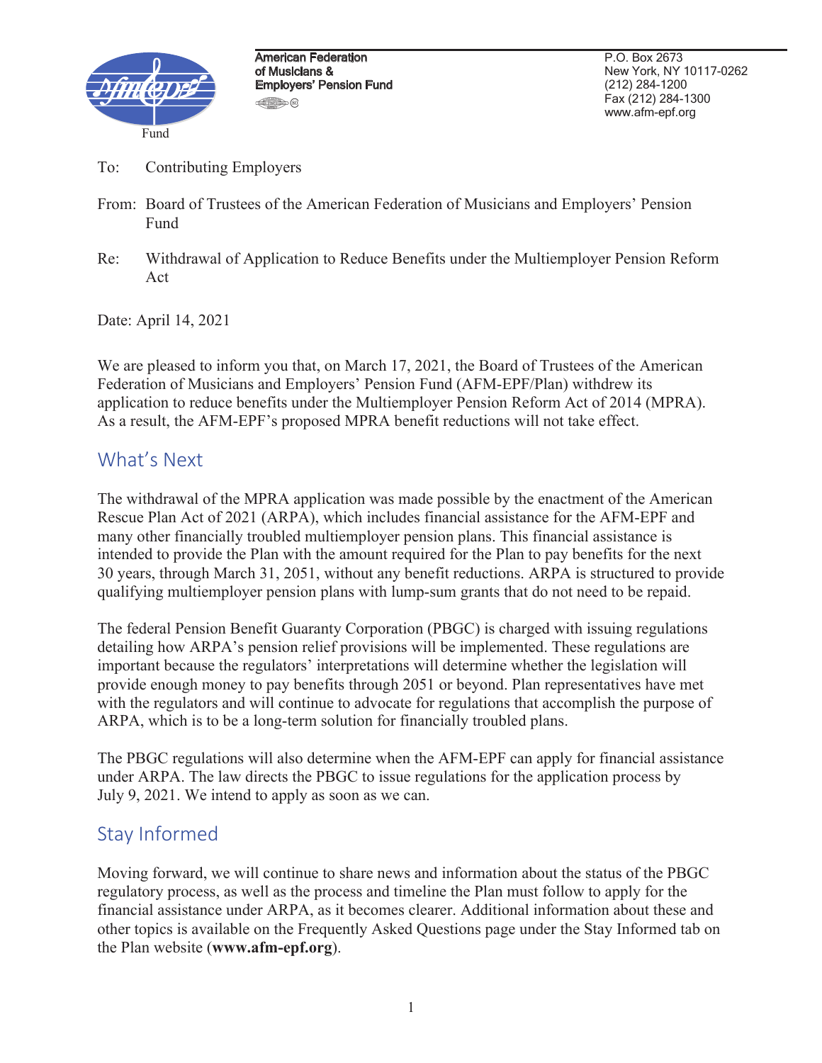Fund

American Federation
of Musicians &
Employers' Pension Fund

P.O. Box 2673
New York, NY 10117-0262
(212) 284-1200
Fax (212) 284-1300
www.afm-epf.org

To: Contributing Employers

From: Board of Trustees of the American Federation of Musicians and Employers' Pension Fund

Re: Withdrawal of Application to Reduce Benefits under the Multiemployer Pension Reform Act

Date: April 14, 2021

We are pleased to inform you that, on March 17, 2021, the Board of Trustees of the American Federation of Musicians and Employers' Pension Fund (AFM-EPF/Plan) withdrew its application to reduce benefits under the Multiemployer Pension Reform Act of 2014 (MPRA). As a result, the AFM-EPF's proposed MPRA benefit reductions will not take effect.

## What's Next

The withdrawal of the MPRA application was made possible by the enactment of the American Rescue Plan Act of 2021 (ARPA), which includes financial assistance for the AFM-EPF and many other financially troubled multiemployer pension plans. This financial assistance is intended to provide the Plan with the amount required for the Plan to pay benefits for the next 30 years, through March 31, 2051, without any benefit reductions. ARPA is structured to provide qualifying multiemployer pension plans with lump-sum grants that do not need to be repaid.

The federal Pension Benefit Guaranty Corporation (PBGC) is charged with issuing regulations detailing how ARPA's pension relief provisions will be implemented. These regulations are important because the regulators' interpretations will determine whether the legislation will provide enough money to pay benefits through 2051 or beyond. Plan representatives have met with the regulators and will continue to advocate for regulations that accomplish the purpose of ARPA, which is to be a long-term solution for financially troubled plans.

The PBGC regulations will also determine when the AFM-EPF can apply for financial assistance under ARPA. The law directs the PBGC to issue regulations for the application process by July 9, 2021. We intend to apply as soon as we can.

## Stay Informed

Moving forward, we will continue to share news and information about the status of the PBGC regulatory process, as well as the process and timeline the Plan must follow to apply for the financial assistance under ARPA, as it becomes clearer. Additional information about these and other topics is available on the Frequently Asked Questions page under the Stay Informed tab on the Plan website (**www.afm-epf.org**).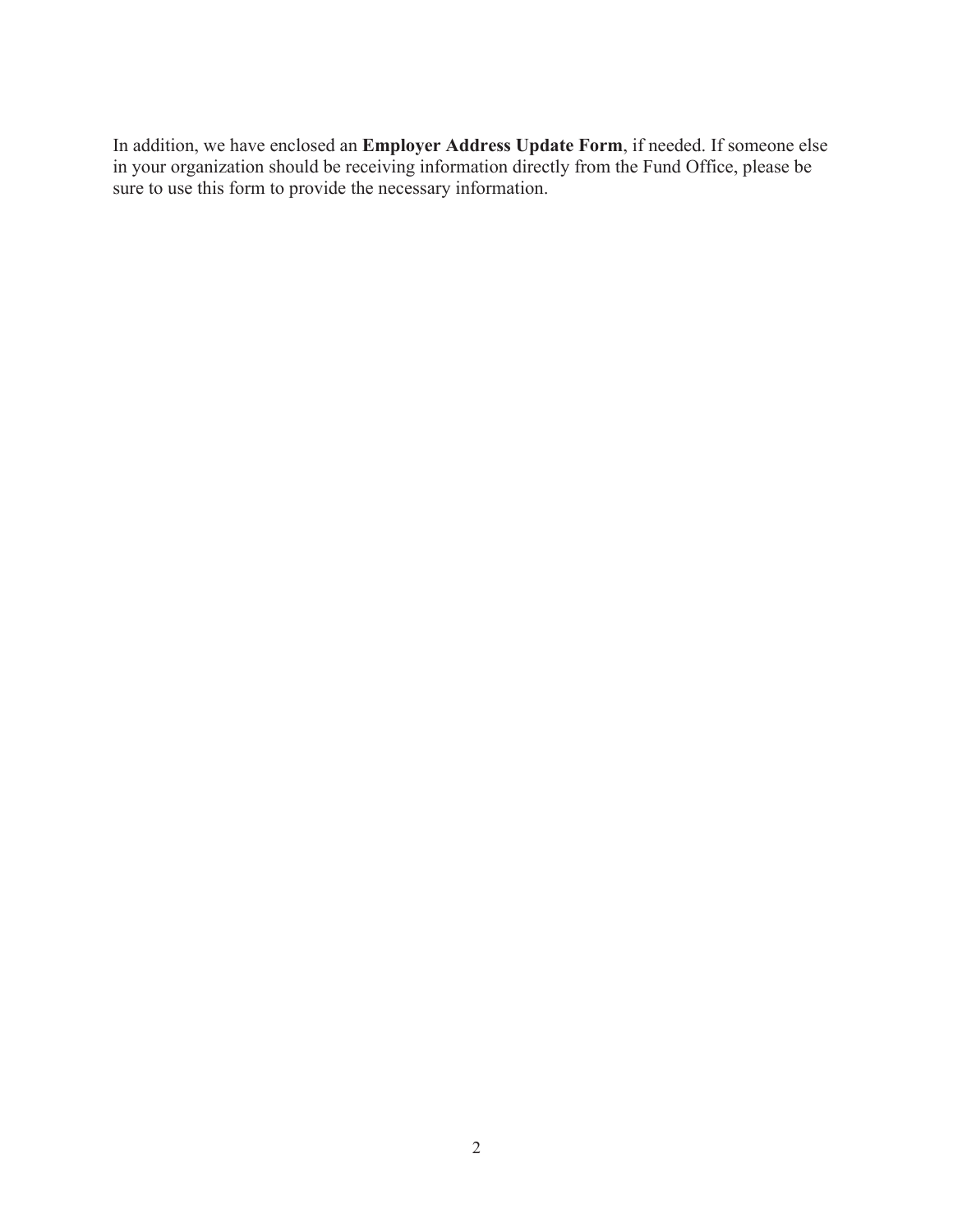In addition, we have enclosed an **Employer Address Update Form**, if needed. If someone else in your organization should be receiving information directly from the Fund Office, please be sure to use this form to provide the necessary information.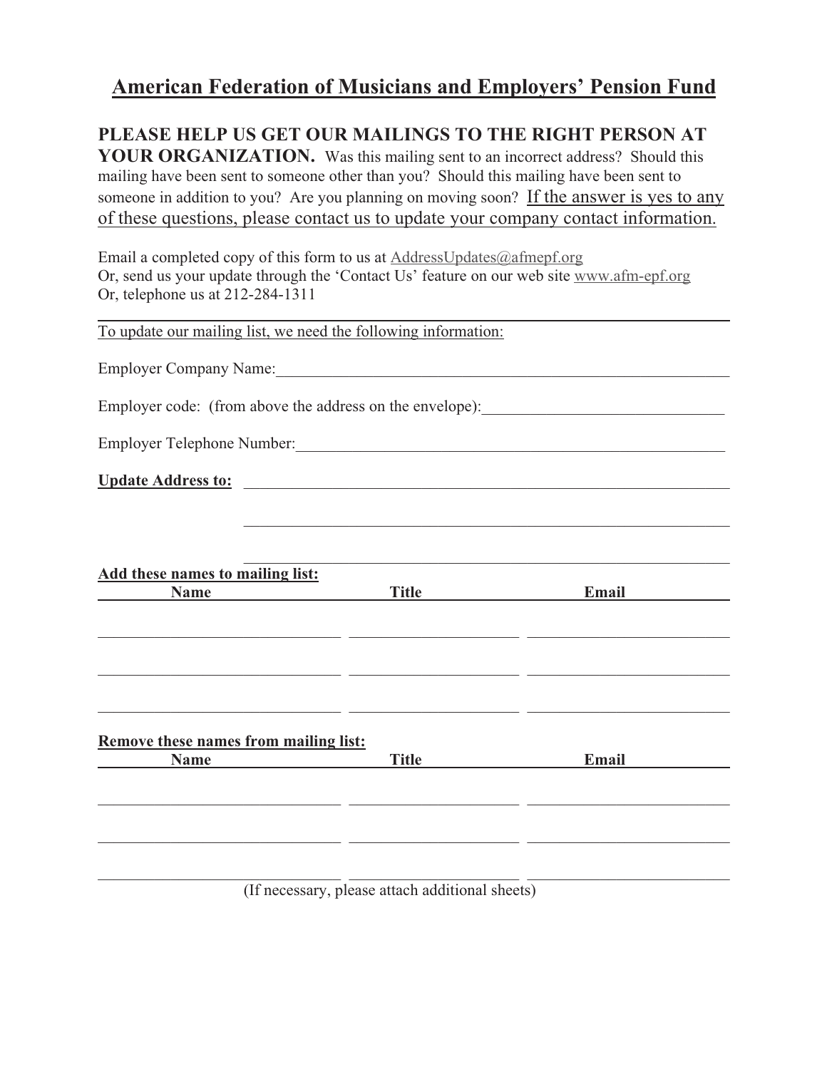# American Federation of Musicians and Employers' Pension Fund

**PLEASE HELP US GET OUR MAILINGS TO THE RIGHT PERSON AT YOUR ORGANIZATION.** Was this mailing sent to an incorrect address? Should this mailing have been sent to someone other than you? Should this mailing have been sent to someone in addition to you? Are you planning on moving soon? If the answer is yes to any of these questions, please contact us to update your company contact information.

Email a completed copy of this form to us at AddressUpdates@afmepf.org
Or, send us your update through the 'Contact Us' feature on our web site www.afm-epf.org
Or, telephone us at 212-284-1311

---

To update our mailing list, we need the following information:

Employer Company Name:______________________________________________________

Employer code: (from above the address on the envelope):___________________________

Employer Telephone Number:__________________________________________________

**Update Address to:** ________________________________________________________

________________________________________________________

________________________________________________________

**Add these names to mailing list:**

| Name | Title | Email |
| --- | --- | --- |
| | | |
| | | |
| | | |

**Remove these names from mailing list:**

| Name | Title | Email |
| --- | --- | --- |
| | | |
| | | |
| | | |

(If necessary, please attach additional sheets)